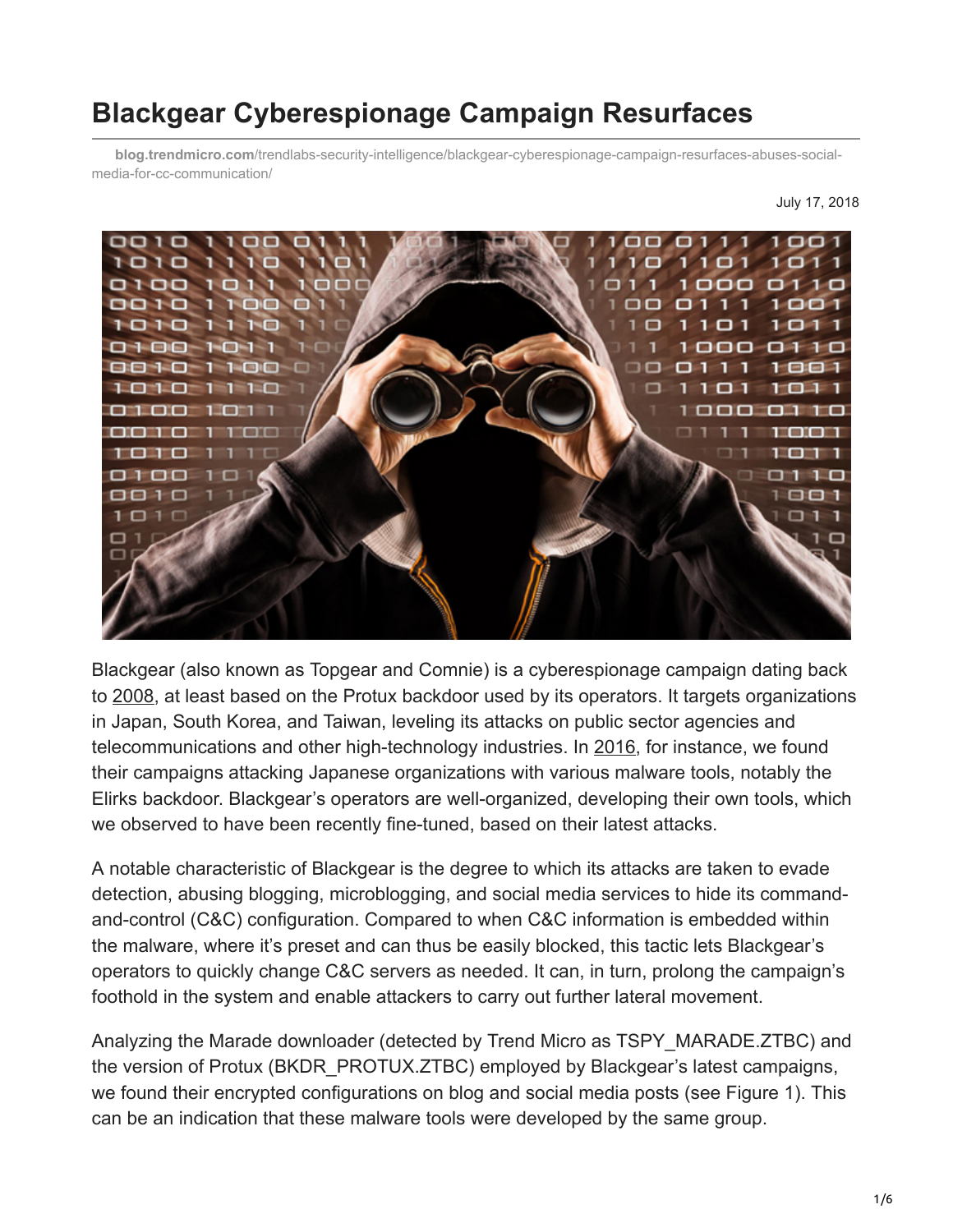# Blackgear Cyberespionage Campaign Resurfaces

blog.trendmicro.com/trendlabs-security-intelligence/blackgear-cyberespionage-campaign-resurfaces-abuses-social-media-for-cc-communication/

July 17, 2018

Blackgear (also known as Topgear and Comnie) is a cyberespionage campaign dating back to 2008, at least based on the Protux backdoor used by its operators. It targets organizations in Japan, South Korea, and Taiwan, leveling its attacks on public sector agencies and telecommunications and other high-technology industries. In 2016, for instance, we found their campaigns attacking Japanese organizations with various malware tools, notably the Elirks backdoor. Blackgear's operators are well-organized, developing their own tools, which we observed to have been recently fine-tuned, based on their latest attacks.

A notable characteristic of Blackgear is the degree to which its attacks are taken to evade detection, abusing blogging, microblogging, and social media services to hide its command-and-control (C&C) configuration. Compared to when C&C information is embedded within the malware, where it's preset and can thus be easily blocked, this tactic lets Blackgear's operators to quickly change C&C servers as needed. It can, in turn, prolong the campaign's foothold in the system and enable attackers to carry out further lateral movement.

Analyzing the Marade downloader (detected by Trend Micro as TSPY_MARADE.ZTBC) and the version of Protux (BKDR_PROTUX.ZTBC) employed by Blackgear's latest campaigns, we found their encrypted configurations on blog and social media posts (see Figure 1). This can be an indication that these malware tools were developed by the same group.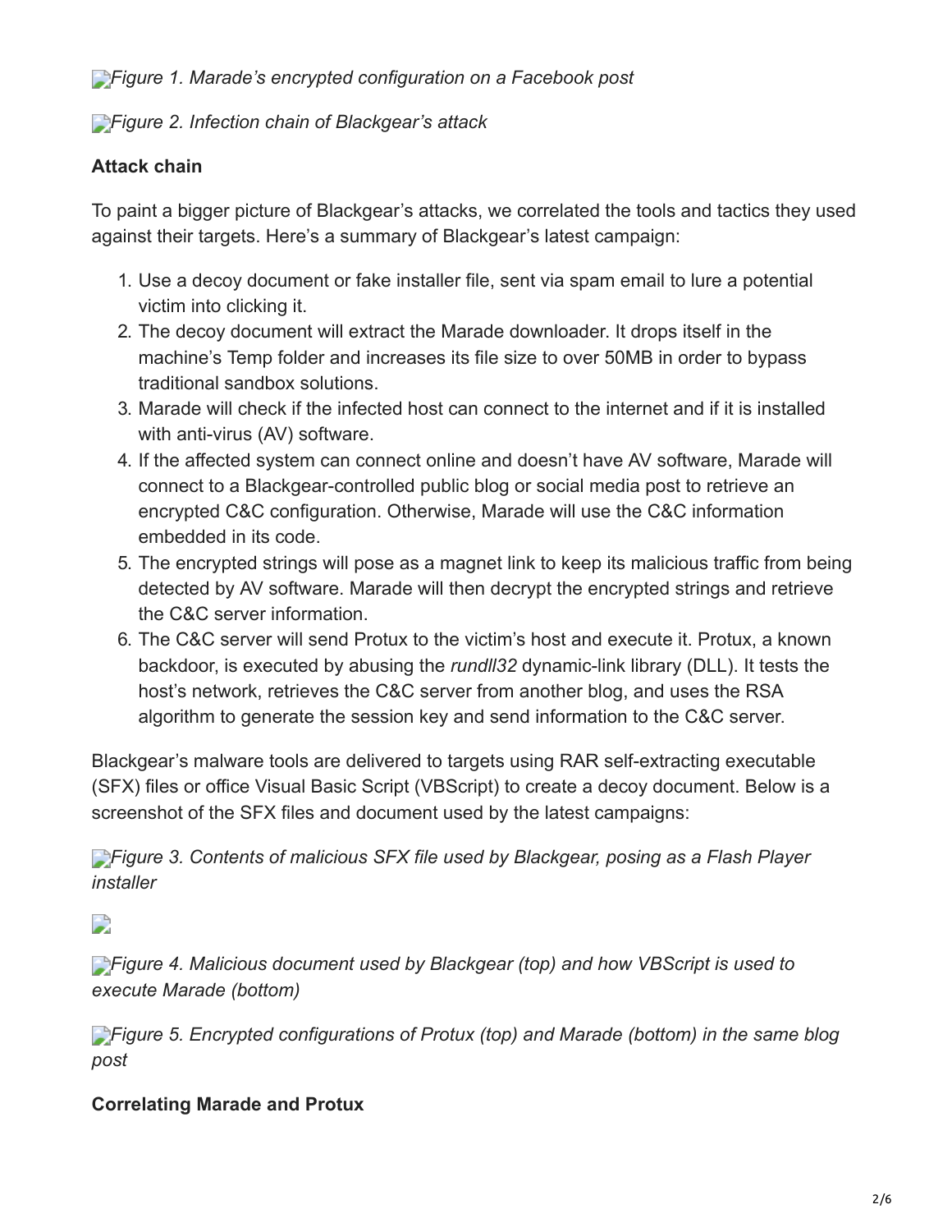*Figure 1. Marade's encrypted configuration on a Facebook post*

*Figure 2. Infection chain of Blackgear's attack*

**Attack chain**

To paint a bigger picture of Blackgear's attacks, we correlated the tools and tactics they used against their targets. Here's a summary of Blackgear's latest campaign:

1. Use a decoy document or fake installer file, sent via spam email to lure a potential victim into clicking it.
2. The decoy document will extract the Marade downloader. It drops itself in the machine's Temp folder and increases its file size to over 50MB in order to bypass traditional sandbox solutions.
3. Marade will check if the infected host can connect to the internet and if it is installed with anti-virus (AV) software.
4. If the affected system can connect online and doesn't have AV software, Marade will connect to a Blackgear-controlled public blog or social media post to retrieve an encrypted C&C configuration. Otherwise, Marade will use the C&C information embedded in its code.
5. The encrypted strings will pose as a magnet link to keep its malicious traffic from being detected by AV software. Marade will then decrypt the encrypted strings and retrieve the C&C server information.
6. The C&C server will send Protux to the victim's host and execute it. Protux, a known backdoor, is executed by abusing the *rundll32* dynamic-link library (DLL). It tests the host's network, retrieves the C&C server from another blog, and uses the RSA algorithm to generate the session key and send information to the C&C server.

Blackgear's malware tools are delivered to targets using RAR self-extracting executable (SFX) files or office Visual Basic Script (VBScript) to create a decoy document. Below is a screenshot of the SFX files and document used by the latest campaigns:

*Figure 3. Contents of malicious SFX file used by Blackgear, posing as a Flash Player installer*

*Figure 4. Malicious document used by Blackgear (top) and how VBScript is used to execute Marade (bottom)*

*Figure 5. Encrypted configurations of Protux (top) and Marade (bottom) in the same blog post*

**Correlating Marade and Protux**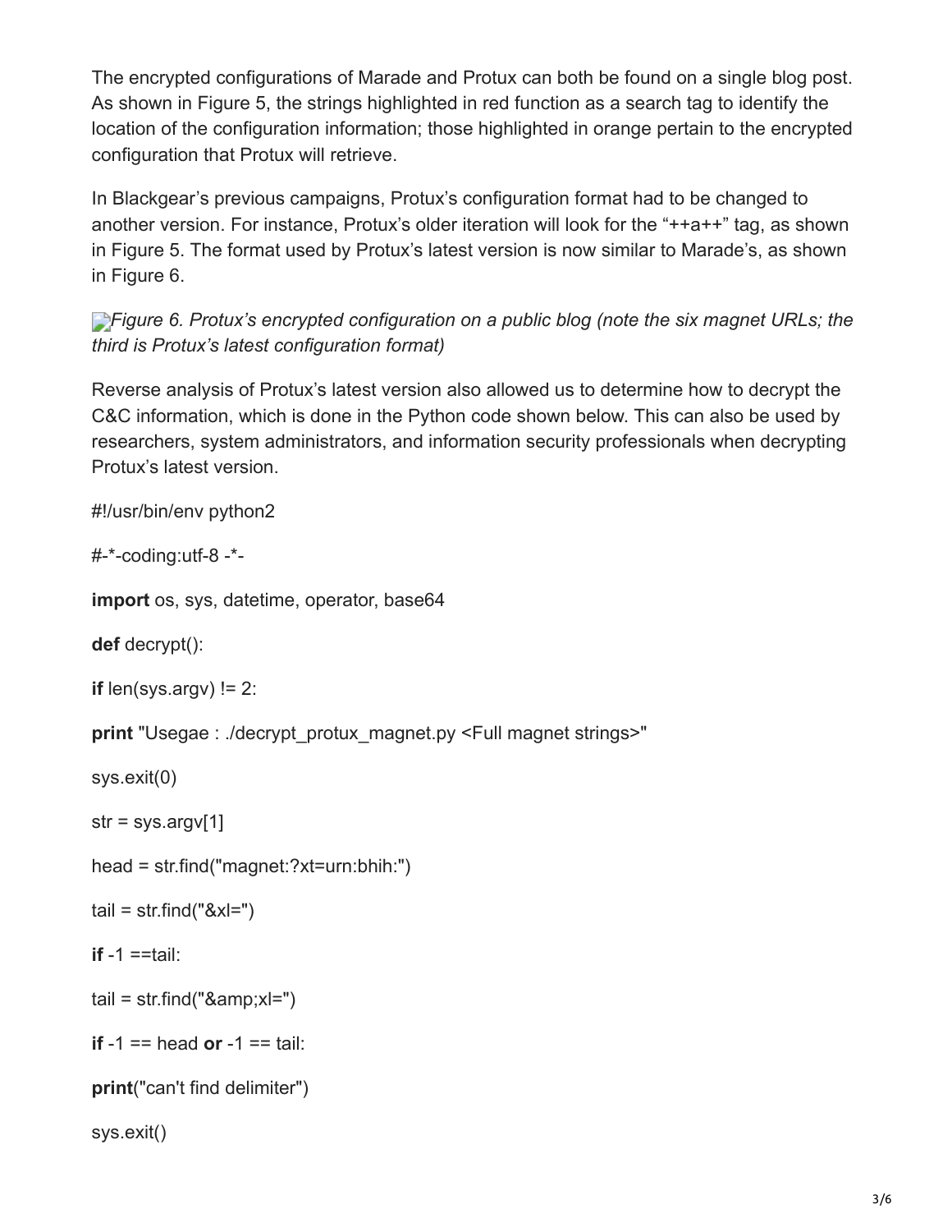The encrypted configurations of Marade and Protux can both be found on a single blog post. As shown in Figure 5, the strings highlighted in red function as a search tag to identify the location of the configuration information; those highlighted in orange pertain to the encrypted configuration that Protux will retrieve.

In Blackgear's previous campaigns, Protux's configuration format had to be changed to another version. For instance, Protux's older iteration will look for the "++a++" tag, as shown in Figure 5. The format used by Protux's latest version is now similar to Marade's, as shown in Figure 6.

*Figure 6. Protux's encrypted configuration on a public blog (note the six magnet URLs; the third is Protux's latest configuration format)*

Reverse analysis of Protux's latest version also allowed us to determine how to decrypt the C&C information, which is done in the Python code shown below. This can also be used by researchers, system administrators, and information security professionals when decrypting Protux's latest version.

```
#!/usr/bin/env python2

#-*-coding:utf-8 -*-

import os, sys, datetime, operator, base64

def decrypt():

if len(sys.argv) != 2:

print "Usegae : ./decrypt_protux_magnet.py <Full magnet strings>"

sys.exit(0)

str = sys.argv[1]

head = str.find("magnet:?xt=urn:bhih:")

tail = str.find("&xl=")

if -1 ==tail:

tail = str.find("&amp;xl=")

if -1 == head or -1 == tail:

print("can't find delimiter")

sys.exit()
```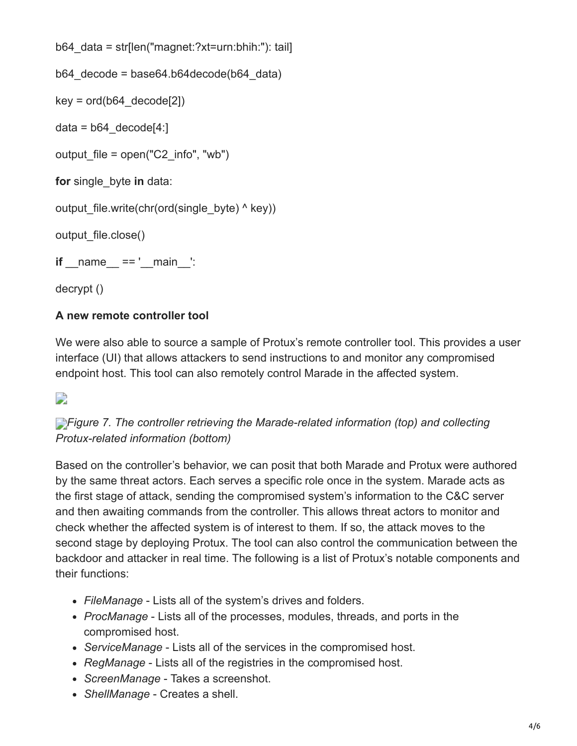```
b64_data = str[len("magnet:?xt=urn:bhih:"): tail]

b64_decode = base64.b64decode(b64_data)

key = ord(b64_decode[2])

data = b64_decode[4:]

output_file = open("C2_info", "wb")

for single_byte in data:

output_file.write(chr(ord(single_byte) ^ key))

output_file.close()

if __name__ == '__main__':

decrypt ()
```

**A new remote controller tool**

We were also able to source a sample of Protux's remote controller tool. This provides a user interface (UI) that allows attackers to send instructions to and monitor any compromised endpoint host. This tool can also remotely control Marade in the affected system.

*Figure 7. The controller retrieving the Marade-related information (top) and collecting Protux-related information (bottom)*

Based on the controller's behavior, we can posit that both Marade and Protux were authored by the same threat actors. Each serves a specific role once in the system. Marade acts as the first stage of attack, sending the compromised system's information to the C&C server and then awaiting commands from the controller. This allows threat actors to monitor and check whether the affected system is of interest to them. If so, the attack moves to the second stage by deploying Protux. The tool can also control the communication between the backdoor and attacker in real time. The following is a list of Protux's notable components and their functions:

- *FileManage* - Lists all of the system's drives and folders.
- *ProcManage* - Lists all of the processes, modules, threads, and ports in the compromised host.
- *ServiceManage* - Lists all of the services in the compromised host.
- *RegManage* - Lists all of the registries in the compromised host.
- *ScreenManage* - Takes a screenshot.
- *ShellManage* - Creates a shell.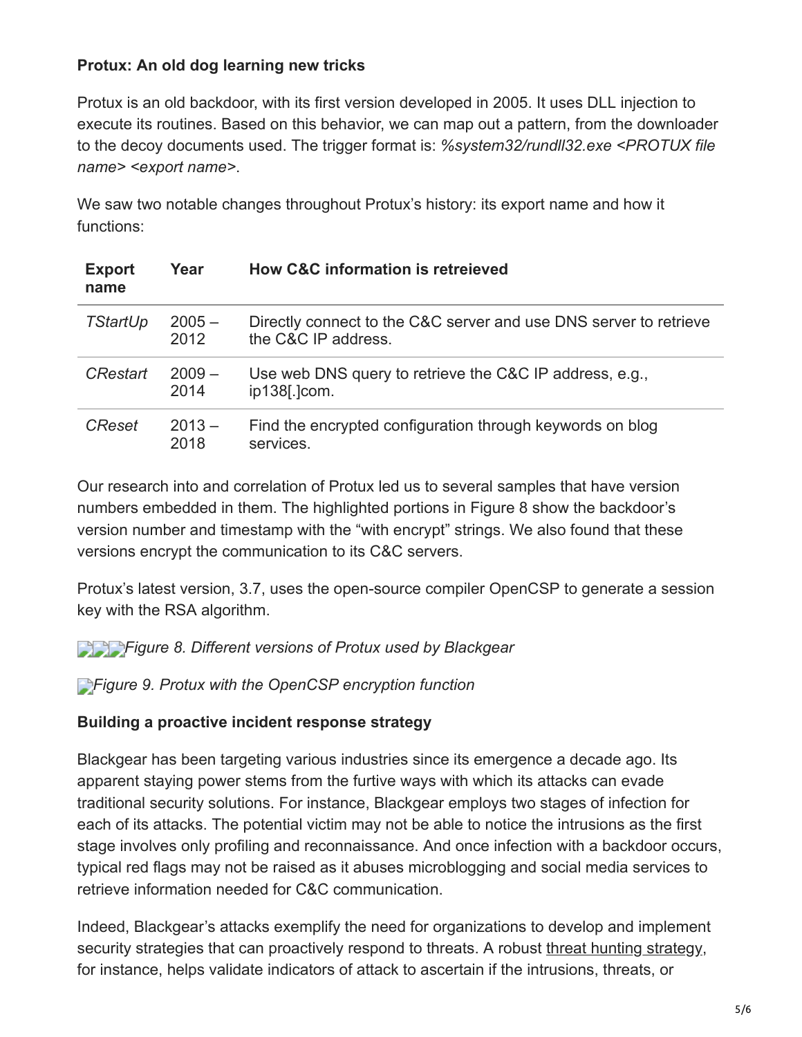**Protux: An old dog learning new tricks**

Protux is an old backdoor, with its first version developed in 2005. It uses DLL injection to execute its routines. Based on this behavior, we can map out a pattern, from the downloader to the decoy documents used. The trigger format is: *%system32/rundll32.exe <PROTUX file name> <export name>*.

We saw two notable changes throughout Protux's history: its export name and how it functions:

| Export name | Year | How C&C information is retreieved |
|---|---|---|
| *TStartUp* | 2005 – 2012 | Directly connect to the C&C server and use DNS server to retrieve the C&C IP address. |
| *CRestart* | 2009 – 2014 | Use web DNS query to retrieve the C&C IP address, e.g., ip138[.]com. |
| *CReset* | 2013 – 2018 | Find the encrypted configuration through keywords on blog services. |

Our research into and correlation of Protux led us to several samples that have version numbers embedded in them. The highlighted portions in Figure 8 show the backdoor's version number and timestamp with the "with encrypt" strings. We also found that these versions encrypt the communication to its C&C servers.

Protux's latest version, 3.7, uses the open-source compiler OpenCSP to generate a session key with the RSA algorithm.

*Figure 8. Different versions of Protux used by Blackgear*

*Figure 9. Protux with the OpenCSP encryption function*

**Building a proactive incident response strategy**

Blackgear has been targeting various industries since its emergence a decade ago. Its apparent staying power stems from the furtive ways with which its attacks can evade traditional security solutions. For instance, Blackgear employs two stages of infection for each of its attacks. The potential victim may not be able to notice the intrusions as the first stage involves only profiling and reconnaissance. And once infection with a backdoor occurs, typical red flags may not be raised as it abuses microblogging and social media services to retrieve information needed for C&C communication.

Indeed, Blackgear's attacks exemplify the need for organizations to develop and implement security strategies that can proactively respond to threats. A robust threat hunting strategy, for instance, helps validate indicators of attack to ascertain if the intrusions, threats, or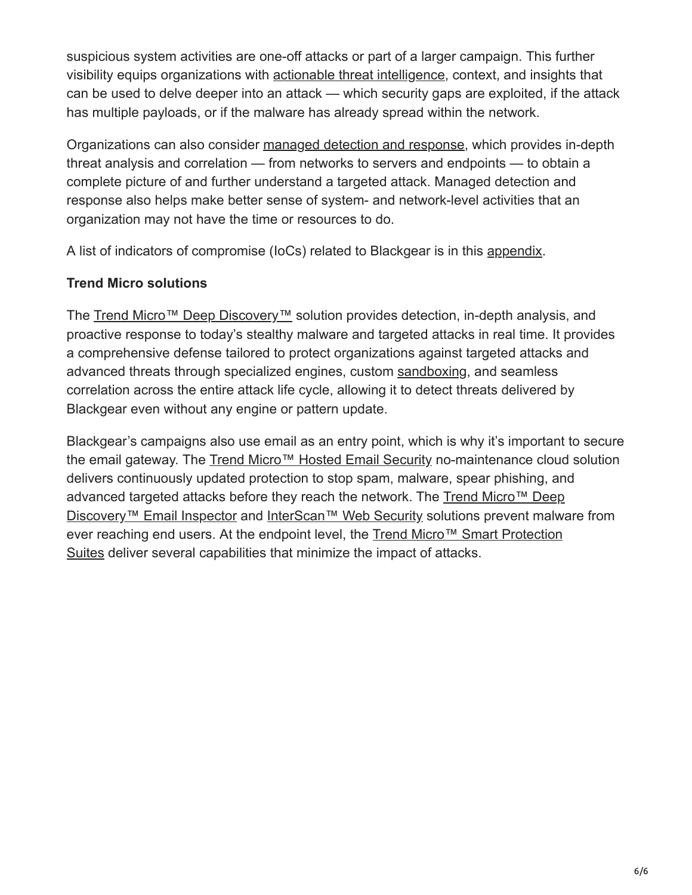suspicious system activities are one-off attacks or part of a larger campaign. This further visibility equips organizations with actionable threat intelligence, context, and insights that can be used to delve deeper into an attack — which security gaps are exploited, if the attack has multiple payloads, or if the malware has already spread within the network.

Organizations can also consider managed detection and response, which provides in-depth threat analysis and correlation — from networks to servers and endpoints — to obtain a complete picture of and further understand a targeted attack. Managed detection and response also helps make better sense of system- and network-level activities that an organization may not have the time or resources to do.

A list of indicators of compromise (IoCs) related to Blackgear is in this appendix.

**Trend Micro solutions**

The Trend Micro™ Deep Discovery™ solution provides detection, in-depth analysis, and proactive response to today's stealthy malware and targeted attacks in real time. It provides a comprehensive defense tailored to protect organizations against targeted attacks and advanced threats through specialized engines, custom sandboxing, and seamless correlation across the entire attack life cycle, allowing it to detect threats delivered by Blackgear even without any engine or pattern update.

Blackgear's campaigns also use email as an entry point, which is why it's important to secure the email gateway. The Trend Micro™ Hosted Email Security no-maintenance cloud solution delivers continuously updated protection to stop spam, malware, spear phishing, and advanced targeted attacks before they reach the network. The Trend Micro™ Deep Discovery™ Email Inspector and InterScan™ Web Security solutions prevent malware from ever reaching end users. At the endpoint level, the Trend Micro™ Smart Protection Suites deliver several capabilities that minimize the impact of attacks.